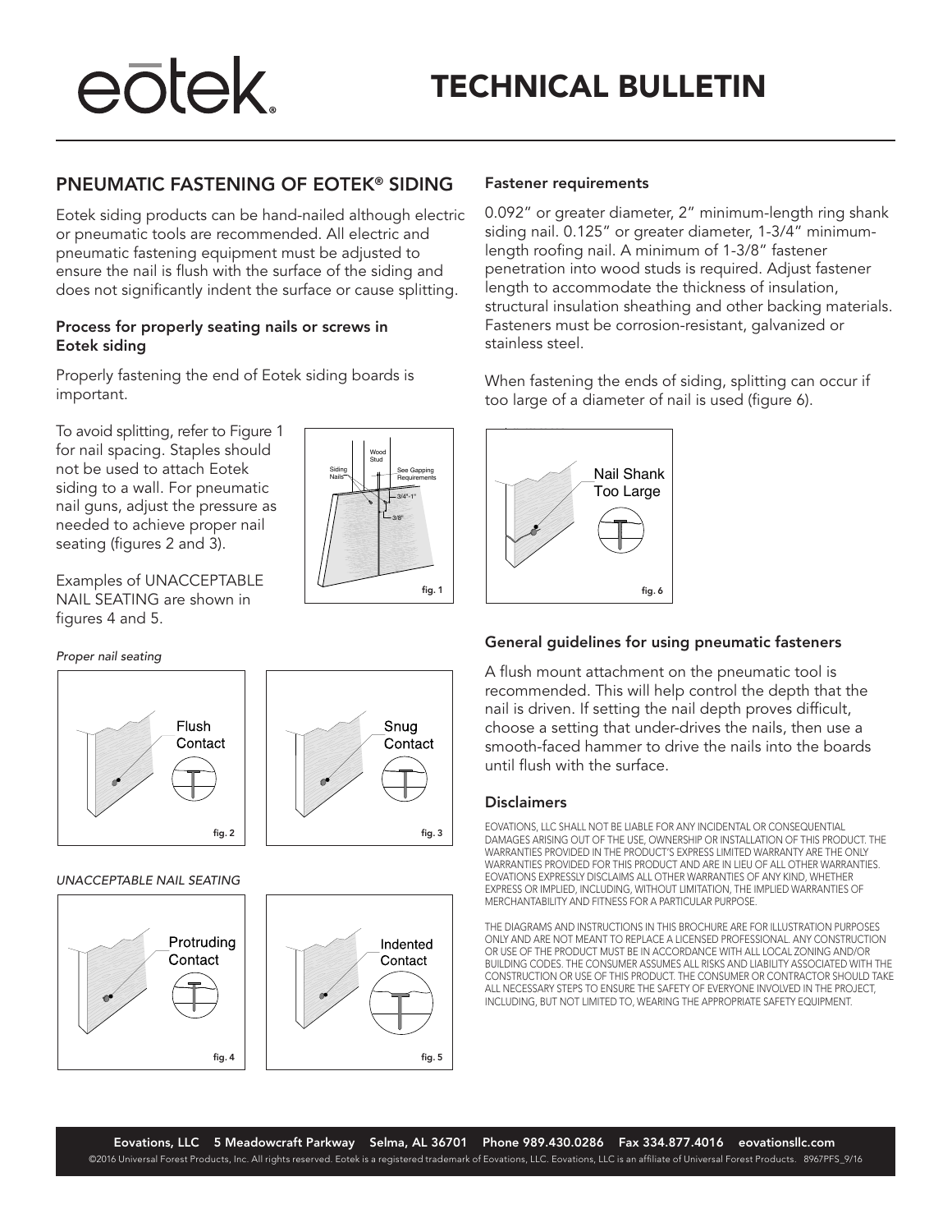# eōtek

# TECHNICAL BULLETIN

## PNEUMATIC FASTENING OF EOTEK® SIDING

Eotek siding products can be hand-nailed although electric or pneumatic tools are recommended. All electric and pneumatic fastening equipment must be adjusted to ensure the nail is flush with the surface of the siding and does not significantly indent the surface or cause splitting.

### Process for properly seating nails or screws in Eotek siding

Properly fastening the end of Eotek siding boards is important.

To avoid splitting, refer to Figure 1 for nail spacing. Staples should not be used to attach Eotek siding to a wall. For pneumatic nail guns, adjust the pressure as needed to achieve proper nail seating (figures 2 and 3).

Examples of UNACCEPTABLE NAIL SEATING are shown in figures 4 and 5.

Wood Stud
Siding Nails
See Gapping Requirements
3/4"-1"
3/8"

fig. 1

*Proper nail seating*

Flush Contact

fig. 2

Snug Contact

fig. 3

*UNACCEPTABLE NAIL SEATING*

Protruding Contact

fig. 4

Indented Contact

fig. 5

### Fastener requirements

0.092" or greater diameter, 2" minimum-length ring shank siding nail. 0.125" or greater diameter, 1-3/4" minimum-length roofing nail. A minimum of 1-3/8" fastener penetration into wood studs is required. Adjust fastener length to accommodate the thickness of insulation, structural insulation sheathing and other backing materials. Fasteners must be corrosion-resistant, galvanized or stainless steel.

When fastening the ends of siding, splitting can occur if too large of a diameter of nail is used (figure 6).

Nail Shank Too Large

fig. 6

### General guidelines for using pneumatic fasteners

A flush mount attachment on the pneumatic tool is recommended. This will help control the depth that the nail is driven. If setting the nail depth proves difficult, choose a setting that under-drives the nails, then use a smooth-faced hammer to drive the nails into the boards until flush with the surface.

### Disclaimers

EOVATIONS, LLC SHALL NOT BE LIABLE FOR ANY INCIDENTAL OR CONSEQUENTIAL DAMAGES ARISING OUT OF THE USE, OWNERSHIP OR INSTALLATION OF THIS PRODUCT. THE WARRANTIES PROVIDED IN THE PRODUCT'S EXPRESS LIMITED WARRANTY ARE THE ONLY WARRANTIES PROVIDED FOR THIS PRODUCT AND ARE IN LIEU OF ALL OTHER WARRANTIES. EOVATIONS EXPRESSLY DISCLAIMS ALL OTHER WARRANTIES OF ANY KIND, WHETHER EXPRESS OR IMPLIED, INCLUDING, WITHOUT LIMITATION, THE IMPLIED WARRANTIES OF MERCHANTABILITY AND FITNESS FOR A PARTICULAR PURPOSE.

THE DIAGRAMS AND INSTRUCTIONS IN THIS BROCHURE ARE FOR ILLUSTRATION PURPOSES ONLY AND ARE NOT MEANT TO REPLACE A LICENSED PROFESSIONAL. ANY CONSTRUCTION OR USE OF THE PRODUCT MUST BE IN ACCORDANCE WITH ALL LOCAL ZONING AND/OR BUILDING CODES. THE CONSUMER ASSUMES ALL RISKS AND LIABILITY ASSOCIATED WITH THE CONSTRUCTION OR USE OF THIS PRODUCT. THE CONSUMER OR CONTRACTOR SHOULD TAKE ALL NECESSARY STEPS TO ENSURE THE SAFETY OF EVERYONE INVOLVED IN THE PROJECT, INCLUDING, BUT NOT LIMITED TO, WEARING THE APPROPRIATE SAFETY EQUIPMENT.

**Eovations, LLC 5 Meadowcraft Parkway Selma, AL 36701 Phone 989.430.0286 Fax 334.877.4016 eovationsllc.com**

©2016 Universal Forest Products, Inc. All rights reserved. Eotek is a registered trademark of Eovations, LLC. Eovations, LLC is an affiliate of Universal Forest Products. 8967PFS_9/16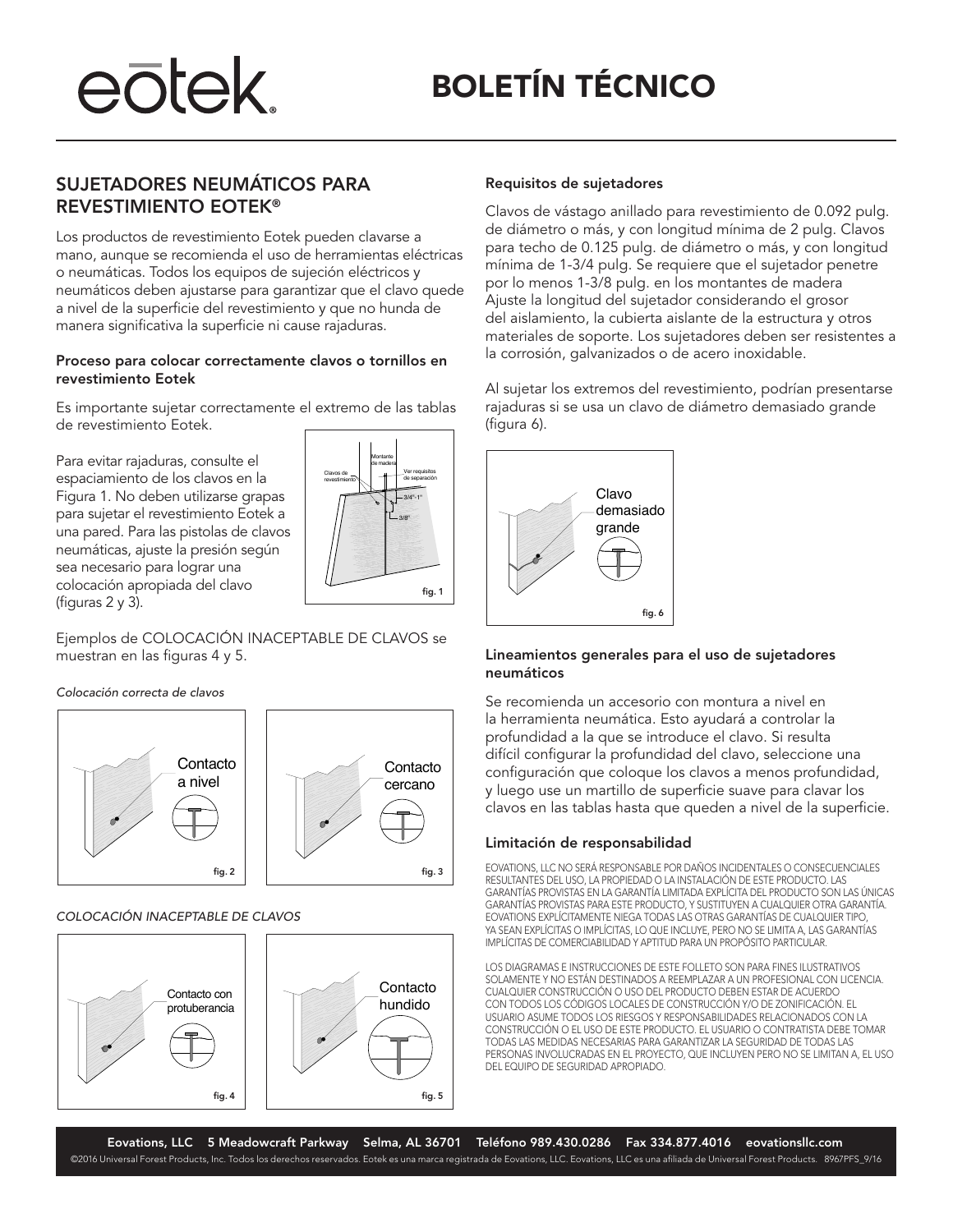# BOLETÍN TÉCNICO

## SUJETADORES NEUMÁTICOS PARA REVESTIMIENTO EOTEK®

Los productos de revestimiento Eotek pueden clavarse a mano, aunque se recomienda el uso de herramientas eléctricas o neumáticas. Todos los equipos de sujeción eléctricos y neumáticos deben ajustarse para garantizar que el clavo quede a nivel de la superficie del revestimiento y que no hunda de manera significativa la superficie ni cause rajaduras.

### Proceso para colocar correctamente clavos o tornillos en revestimiento Eotek

Es importante sujetar correctamente el extremo de las tablas de revestimiento Eotek.

Para evitar rajaduras, consulte el espaciamiento de los clavos en la Figura 1. No deben utilizarse grapas para sujetar el revestimiento Eotek a una pared. Para las pistolas de clavos neumáticas, ajuste la presión según sea necesario para lograr una colocación apropiada del clavo (figuras 2 y 3).

Montante de madera

Clavos de revestimiento

Ver requisitos de separación

3/4"-1"

3/8"

fig. 1

Ejemplos de COLOCACIÓN INACEPTABLE DE CLAVOS se muestran en las figuras 4 y 5.

*Colocación correcta de clavos*

Contacto a nivel

fig. 2

Contacto cercano

fig. 3

*COLOCACIÓN INACEPTABLE DE CLAVOS*

Contacto con protuberancia

fig. 4

Contacto hundido

fig. 5

### Requisitos de sujetadores

Clavos de vástago anillado para revestimiento de 0.092 pulg. de diámetro o más, y con longitud mínima de 2 pulg. Clavos para techo de 0.125 pulg. de diámetro o más, y con longitud mínima de 1-3/4 pulg. Se requiere que el sujetador penetre por lo menos 1-3/8 pulg. en los montantes de madera Ajuste la longitud del sujetador considerando el grosor del aislamiento, la cubierta aislante de la estructura y otros materiales de soporte. Los sujetadores deben ser resistentes a la corrosión, galvanizados o de acero inoxidable.

Al sujetar los extremos del revestimiento, podrían presentarse rajaduras si se usa un clavo de diámetro demasiado grande (figura 6).

Clavo demasiado grande

fig. 6

### Lineamientos generales para el uso de sujetadores neumáticos

Se recomienda un accesorio con montura a nivel en la herramienta neumática. Esto ayudará a controlar la profundidad a la que se introduce el clavo. Si resulta difícil configurar la profundidad del clavo, seleccione una configuración que coloque los clavos a menos profundidad, y luego use un martillo de superficie suave para clavar los clavos en las tablas hasta que queden a nivel de la superficie.

### Limitación de responsabilidad

EOVATIONS, LLC NO SERÁ RESPONSABLE POR DAÑOS INCIDENTALES O CONSECUENCIALES RESULTANTES DEL USO, LA PROPIEDAD O LA INSTALACIÓN DE ESTE PRODUCTO. LAS GARANTÍAS PROVISTAS EN LA GARANTÍA LIMITADA EXPLÍCITA DEL PRODUCTO SON LAS ÚNICAS GARANTÍAS PROVISTAS PARA ESTE PRODUCTO, Y SUSTITUYEN A CUALQUIER OTRA GARANTÍA. EOVATIONS EXPLÍCITAMENTE NIEGA TODAS LAS OTRAS GARANTÍAS DE CUALQUIER TIPO, YA SEAN EXPLÍCITAS O IMPLÍCITAS, LO QUE INCLUYE, PERO NO SE LIMITA A, LAS GARANTÍAS IMPLÍCITAS DE COMERCIABILIDAD Y APTITUD PARA UN PROPÓSITO PARTICULAR.

LOS DIAGRAMAS E INSTRUCCIONES DE ESTE FOLLETO SON PARA FINES ILUSTRATIVOS SOLAMENTE Y NO ESTÁN DESTINADOS A REEMPLAZAR A UN PROFESIONAL CON LICENCIA. CUALQUIER CONSTRUCCIÓN O USO DEL PRODUCTO DEBEN ESTAR DE ACUERDO CON TODOS LOS CÓDIGOS LOCALES DE CONSTRUCCIÓN Y/O DE ZONIFICACIÓN. EL USUARIO ASUME TODOS LOS RIESGOS Y RESPONSABILIDADES RELACIONADOS CON LA CONSTRUCCIÓN O EL USO DE ESTE PRODUCTO. EL USUARIO O CONTRATISTA DEBE TOMAR TODAS LAS MEDIDAS NECESARIAS PARA GARANTIZAR LA SEGURIDAD DE TODAS LAS PERSONAS INVOLUCRADAS EN EL PROYECTO, QUE INCLUYEN PERO NO SE LIMITAN A, EL USO DEL EQUIPO DE SEGURIDAD APROPIADO.

**Eovations, LLC 5 Meadowcraft Parkway Selma, AL 36701 Teléfono 989.430.0286 Fax 334.877.4016 eovationsllc.com**

©2016 Universal Forest Products, Inc. Todos los derechos reservados. Eotek es una marca registrada de Eovations, LLC. Eovations, LLC es una afiliada de Universal Forest Products. 8967PFS_9/16